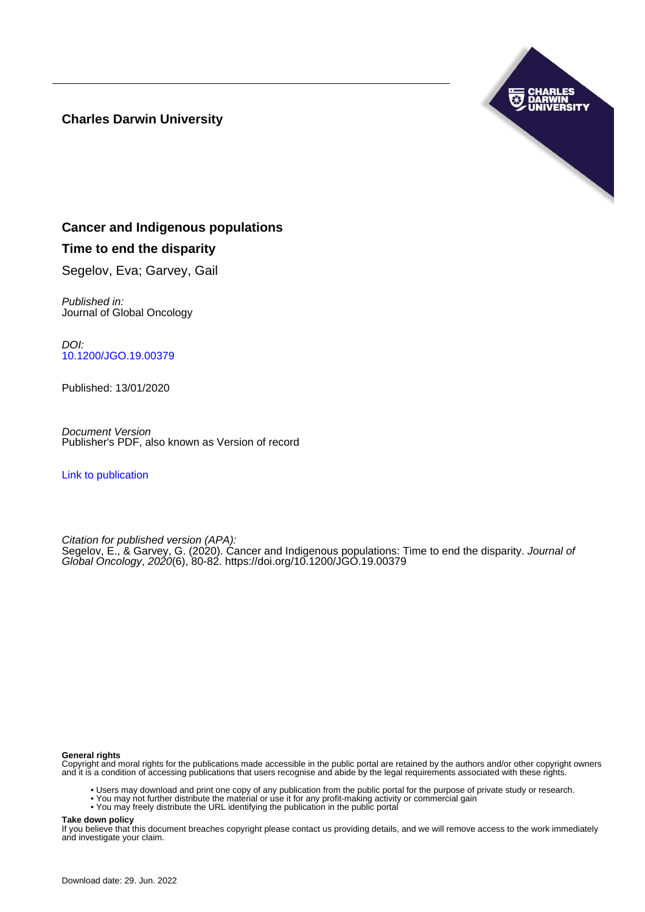**Charles Darwin University**

# Cancer and Indigenous populations

## Time to end the disparity

Segelov, Eva; Garvey, Gail

*Published in:*
Journal of Global Oncology

*DOI:*
10.1200/JGO.19.00379

Published: 13/01/2020

*Document Version*
Publisher's PDF, also known as Version of record

Link to publication

*Citation for published version (APA):*
Segelov, E., & Garvey, G. (2020). Cancer and Indigenous populations: Time to end the disparity. *Journal of Global Oncology*, *2020*(6), 80-82. https://doi.org/10.1200/JGO.19.00379

**General rights**
Copyright and moral rights for the publications made accessible in the public portal are retained by the authors and/or other copyright owners and it is a condition of accessing publications that users recognise and abide by the legal requirements associated with these rights.

- Users may download and print one copy of any publication from the public portal for the purpose of private study or research.
- You may not further distribute the material or use it for any profit-making activity or commercial gain
- You may freely distribute the URL identifying the publication in the public portal

**Take down policy**
If you believe that this document breaches copyright please contact us providing details, and we will remove access to the work immediately and investigate your claim.

Download date: 29. Jun. 2022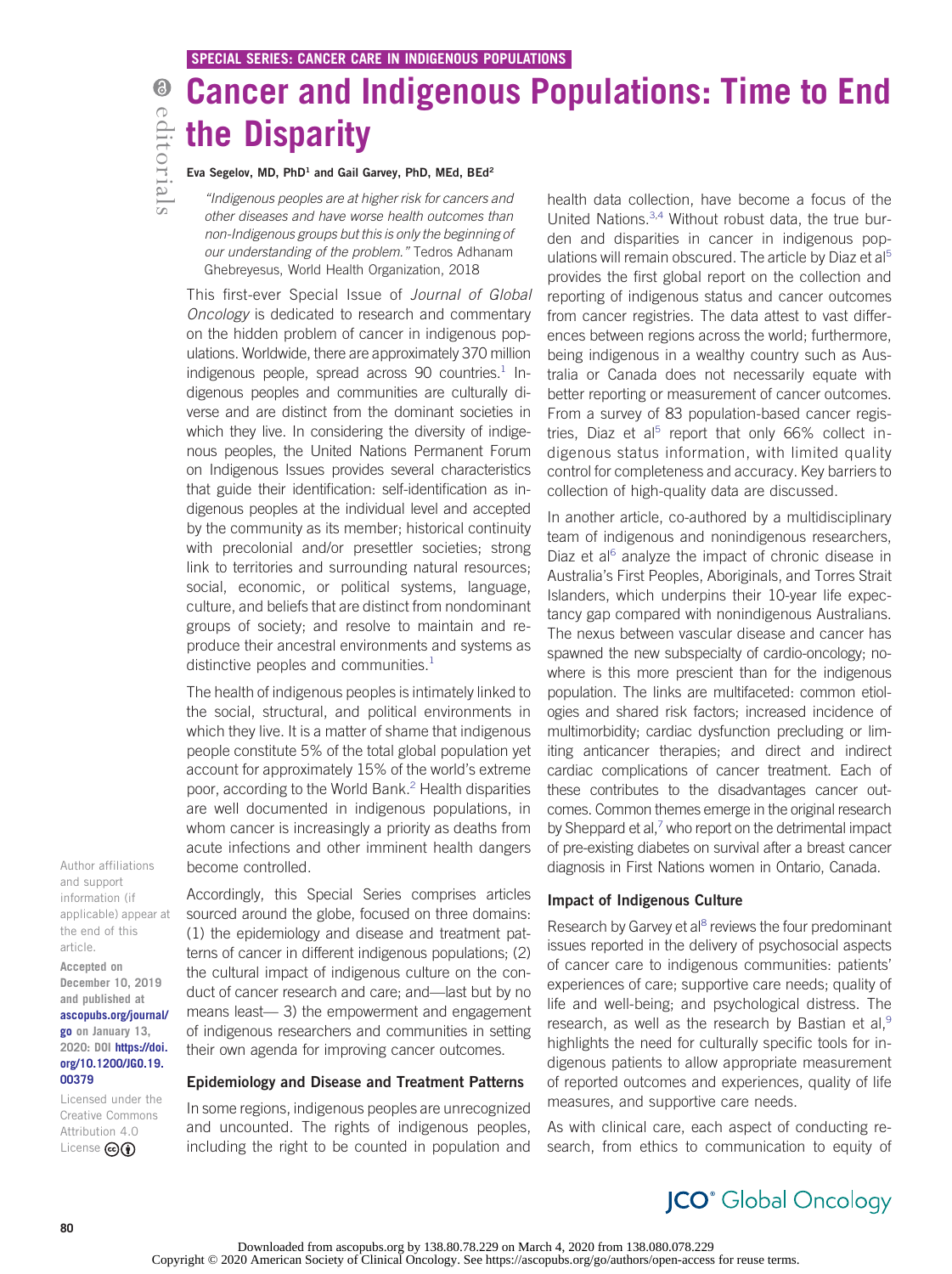SPECIAL SERIES: CANCER CARE IN INDIGENOUS POPULATIONS

# Cancer and Indigenous Populations: Time to End the Disparity

**Eva Segelov, MD, PhD[1] and Gail Garvey, PhD, MEd, BEd[2]**

*"Indigenous peoples are at higher risk for cancers and other diseases and have worse health outcomes than non-Indigenous groups but this is only the beginning of our understanding of the problem."* Tedros Adhanam Ghebreyesus, World Health Organization, 2018

This first-ever Special Issue of *Journal of Global Oncology* is dedicated to research and commentary on the hidden problem of cancer in indigenous populations. Worldwide, there are approximately 370 million indigenous people, spread across 90 countries.[1] Indigenous peoples and communities are culturally diverse and are distinct from the dominant societies in which they live. In considering the diversity of indigenous peoples, the United Nations Permanent Forum on Indigenous Issues provides several characteristics that guide their identification: self-identification as indigenous peoples at the individual level and accepted by the community as its member; historical continuity with precolonial and/or presettler societies; strong link to territories and surrounding natural resources; social, economic, or political systems, language, culture, and beliefs that are distinct from nondominant groups of society; and resolve to maintain and reproduce their ancestral environments and systems as distinctive peoples and communities.[1]

The health of indigenous peoples is intimately linked to the social, structural, and political environments in which they live. It is a matter of shame that indigenous people constitute 5% of the total global population yet account for approximately 15% of the world's extreme poor, according to the World Bank.[2] Health disparities are well documented in indigenous populations, in whom cancer is increasingly a priority as deaths from acute infections and other imminent health dangers become controlled.

Accordingly, this Special Series comprises articles sourced around the globe, focused on three domains: (1) the epidemiology and disease and treatment patterns of cancer in different indigenous populations; (2) the cultural impact of indigenous culture on the conduct of cancer research and care; and—last but by no means least— 3) the empowerment and engagement of indigenous researchers and communities in setting their own agenda for improving cancer outcomes.

## Epidemiology and Disease and Treatment Patterns

In some regions, indigenous peoples are unrecognized and uncounted. The rights of indigenous peoples, including the right to be counted in population and health data collection, have become a focus of the United Nations.[3,4] Without robust data, the true burden and disparities in cancer in indigenous populations will remain obscured. The article by Diaz et al[5] provides the first global report on the collection and reporting of indigenous status and cancer outcomes from cancer registries. The data attest to vast differences between regions across the world; furthermore, being indigenous in a wealthy country such as Australia or Canada does not necessarily equate with better reporting or measurement of cancer outcomes. From a survey of 83 population-based cancer registries, Diaz et al[5] report that only 66% collect indigenous status information, with limited quality control for completeness and accuracy. Key barriers to collection of high-quality data are discussed.

In another article, co-authored by a multidisciplinary team of indigenous and nonindigenous researchers, Diaz et al[6] analyze the impact of chronic disease in Australia's First Peoples, Aboriginals, and Torres Strait Islanders, which underpins their 10-year life expectancy gap compared with nonindigenous Australians. The nexus between vascular disease and cancer has spawned the new subspecialty of cardio-oncology; nowhere is this more prescient than for the indigenous population. The links are multifaceted: common etiologies and shared risk factors; increased incidence of multimorbidity; cardiac dysfunction precluding or limiting anticancer therapies; and direct and indirect cardiac complications of cancer treatment. Each of these contributes to the disadvantages cancer outcomes. Common themes emerge in the original research by Sheppard et al,[7] who report on the detrimental impact of pre-existing diabetes on survival after a breast cancer diagnosis in First Nations women in Ontario, Canada.

## Impact of Indigenous Culture

Research by Garvey et al[8] reviews the four predominant issues reported in the delivery of psychosocial aspects of cancer care to indigenous communities: patients' experiences of care; supportive care needs; quality of life and well-being; and psychological distress. The research, as well as the research by Bastian et al,[9] highlights the need for culturally specific tools for indigenous patients to allow appropriate measurement of reported outcomes and experiences, quality of life measures, and supportive care needs.

As with clinical care, each aspect of conducting research, from ethics to communication to equity of

Author affiliations and support information (if applicable) appear at the end of this article.

Accepted on December 10, 2019 and published at ascopubs.org/journal/go on January 13, 2020: DOI https://doi.org/10.1200/JGO.19.00379

Licensed under the Creative Commons Attribution 4.0 License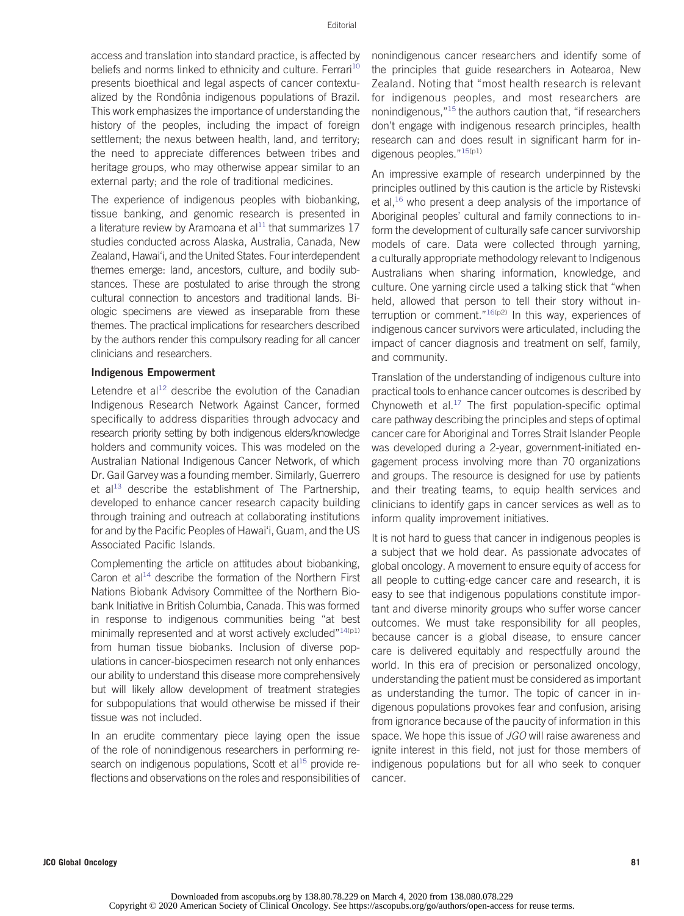access and translation into standard practice, is affected by beliefs and norms linked to ethnicity and culture. Ferrari[10] presents bioethical and legal aspects of cancer contextualized by the Rondônia indigenous populations of Brazil. This work emphasizes the importance of understanding the history of the peoples, including the impact of foreign settlement; the nexus between health, land, and territory; the need to appreciate differences between tribes and heritage groups, who may otherwise appear similar to an external party; and the role of traditional medicines.

The experience of indigenous peoples with biobanking, tissue banking, and genomic research is presented in a literature review by Aramoana et al[11] that summarizes 17 studies conducted across Alaska, Australia, Canada, New Zealand, Hawai'i, and the United States. Four interdependent themes emerge: land, ancestors, culture, and bodily substances. These are postulated to arise through the strong cultural connection to ancestors and traditional lands. Biologic specimens are viewed as inseparable from these themes. The practical implications for researchers described by the authors render this compulsory reading for all cancer clinicians and researchers.

### Indigenous Empowerment

Letendre et al[12] describe the evolution of the Canadian Indigenous Research Network Against Cancer, formed specifically to address disparities through advocacy and research priority setting by both indigenous elders/knowledge holders and community voices. This was modeled on the Australian National Indigenous Cancer Network, of which Dr. Gail Garvey was a founding member. Similarly, Guerrero et al[13] describe the establishment of The Partnership, developed to enhance cancer research capacity building through training and outreach at collaborating institutions for and by the Pacific Peoples of Hawai'i, Guam, and the US Associated Pacific Islands.

Complementing the article on attitudes about biobanking, Caron et al[14] describe the formation of the Northern First Nations Biobank Advisory Committee of the Northern Biobank Initiative in British Columbia, Canada. This was formed in response to indigenous communities being "at best minimally represented and at worst actively excluded"[14(p1)] from human tissue biobanks. Inclusion of diverse populations in cancer-biospecimen research not only enhances our ability to understand this disease more comprehensively but will likely allow development of treatment strategies for subpopulations that would otherwise be missed if their tissue was not included.

In an erudite commentary piece laying open the issue of the role of nonindigenous researchers in performing research on indigenous populations, Scott et al[15] provide reflections and observations on the roles and responsibilities of nonindigenous cancer researchers and identify some of the principles that guide researchers in Aotearoa, New Zealand. Noting that "most health research is relevant for indigenous peoples, and most researchers are nonindigenous,"[15] the authors caution that, "if researchers don't engage with indigenous research principles, health research can and does result in significant harm for indigenous peoples."[15(p1)]

An impressive example of research underpinned by the principles outlined by this caution is the article by Ristevski et al,[16] who present a deep analysis of the importance of Aboriginal peoples' cultural and family connections to inform the development of culturally safe cancer survivorship models of care. Data were collected through yarning, a culturally appropriate methodology relevant to Indigenous Australians when sharing information, knowledge, and culture. One yarning circle used a talking stick that "when held, allowed that person to tell their story without interruption or comment."[16(p2)] In this way, experiences of indigenous cancer survivors were articulated, including the impact of cancer diagnosis and treatment on self, family, and community.

Translation of the understanding of indigenous culture into practical tools to enhance cancer outcomes is described by Chynoweth et al.[17] The first population-specific optimal care pathway describing the principles and steps of optimal cancer care for Aboriginal and Torres Strait Islander People was developed during a 2-year, government-initiated engagement process involving more than 70 organizations and groups. The resource is designed for use by patients and their treating teams, to equip health services and clinicians to identify gaps in cancer services as well as to inform quality improvement initiatives.

It is not hard to guess that cancer in indigenous peoples is a subject that we hold dear. As passionate advocates of global oncology. A movement to ensure equity of access for all people to cutting-edge cancer care and research, it is easy to see that indigenous populations constitute important and diverse minority groups who suffer worse cancer outcomes. We must take responsibility for all peoples, because cancer is a global disease, to ensure cancer care is delivered equitably and respectfully around the world. In this era of precision or personalized oncology, understanding the patient must be considered as important as understanding the tumor. The topic of cancer in indigenous populations provokes fear and confusion, arising from ignorance because of the paucity of information in this space. We hope this issue of *JGO* will raise awareness and ignite interest in this field, not just for those members of indigenous populations but for all who seek to conquer cancer.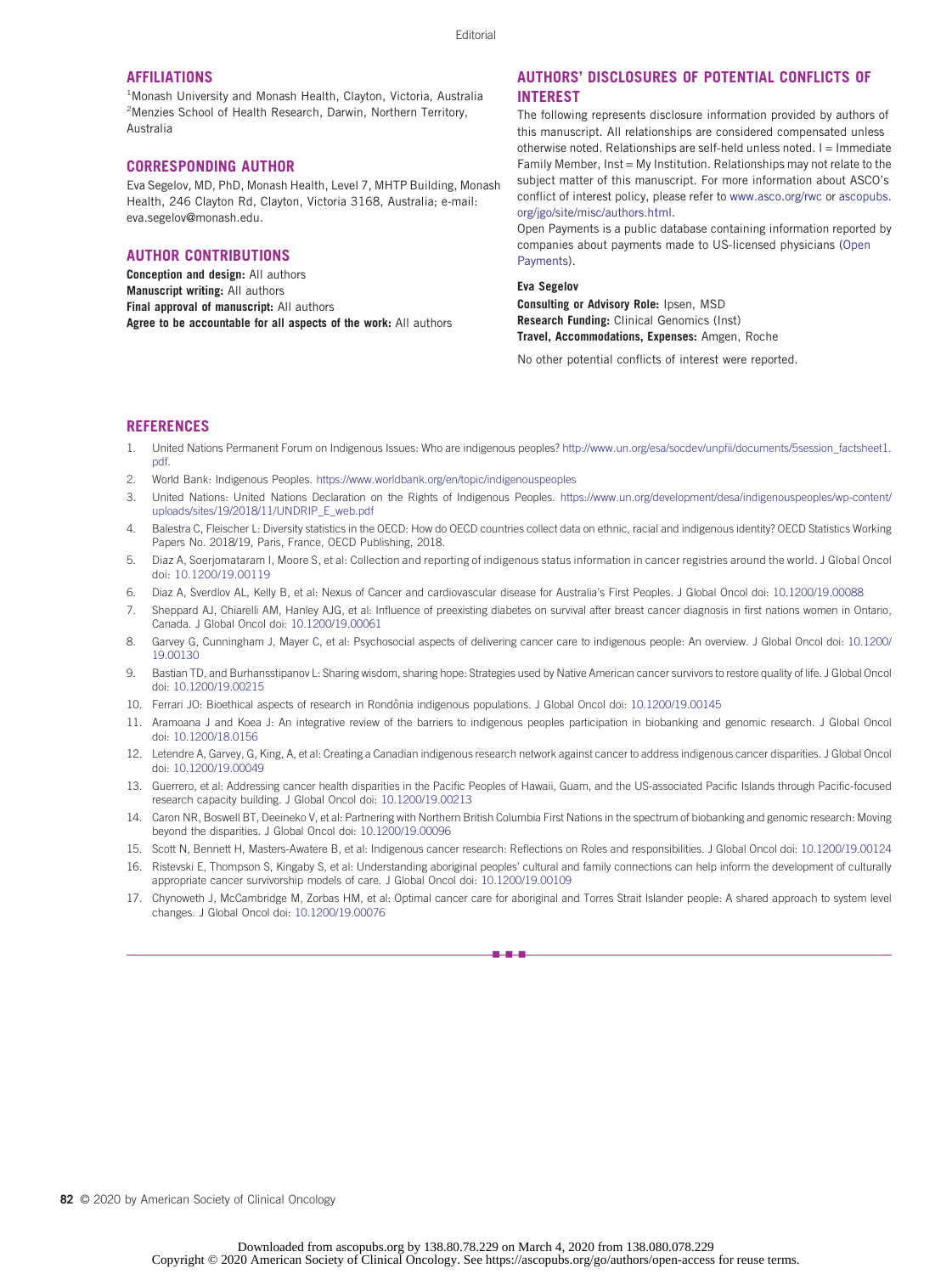## AFFILIATIONS

[1]Monash University and Monash Health, Clayton, Victoria, Australia
[2]Menzies School of Health Research, Darwin, Northern Territory, Australia

## CORRESPONDING AUTHOR

Eva Segelov, MD, PhD, Monash Health, Level 7, MHTP Building, Monash Health, 246 Clayton Rd, Clayton, Victoria 3168, Australia; e-mail: eva.segelov@monash.edu.

## AUTHOR CONTRIBUTIONS

**Conception and design:** All authors
**Manuscript writing:** All authors
**Final approval of manuscript:** All authors
**Agree to be accountable for all aspects of the work:** All authors

## AUTHORS' DISCLOSURES OF POTENTIAL CONFLICTS OF INTEREST

The following represents disclosure information provided by authors of this manuscript. All relationships are considered compensated unless otherwise noted. Relationships are self-held unless noted. I = Immediate Family Member, Inst = My Institution. Relationships may not relate to the subject matter of this manuscript. For more information about ASCO's conflict of interest policy, please refer to www.asco.org/rwc or ascopubs.org/jgo/site/misc/authors.html.

Open Payments is a public database containing information reported by companies about payments made to US-licensed physicians (Open Payments).

**Eva Segelov**
**Consulting or Advisory Role:** Ipsen, MSD
**Research Funding:** Clinical Genomics (Inst)
**Travel, Accommodations, Expenses:** Amgen, Roche

No other potential conflicts of interest were reported.

## REFERENCES

1. United Nations Permanent Forum on Indigenous Issues: Who are indigenous peoples? http://www.un.org/esa/socdev/unpfii/documents/5session_factsheet1.pdf.
2. World Bank: Indigenous Peoples. https://www.worldbank.org/en/topic/indigenouspeoples
3. United Nations: United Nations Declaration on the Rights of Indigenous Peoples. https://www.un.org/development/desa/indigenouspeoples/wp-content/uploads/sites/19/2018/11/UNDRIP_E_web.pdf
4. Balestra C, Fleischer L: Diversity statistics in the OECD: How do OECD countries collect data on ethnic, racial and indigenous identity? OECD Statistics Working Papers No. 2018/19, Paris, France, OECD Publishing, 2018.
5. Diaz A, Soerjomataram I, Moore S, et al: Collection and reporting of indigenous status information in cancer registries around the world. J Global Oncol doi: 10.1200/19.00119
6. Diaz A, Sverdlov AL, Kelly B, et al: Nexus of Cancer and cardiovascular disease for Australia's First Peoples. J Global Oncol doi: 10.1200/19.00088
7. Sheppard AJ, Chiarelli AM, Hanley AJG, et al: Influence of preexisting diabetes on survival after breast cancer diagnosis in first nations women in Ontario, Canada. J Global Oncol doi: 10.1200/19.00061
8. Garvey G, Cunningham J, Mayer C, et al: Psychosocial aspects of delivering cancer care to indigenous people: An overview. J Global Oncol doi: 10.1200/19.00130
9. Bastian TD, and Burhansstipanov L: Sharing wisdom, sharing hope: Strategies used by Native American cancer survivors to restore quality of life. J Global Oncol doi: 10.1200/19.00215
10. Ferrari JO: Bioethical aspects of research in Rondônia indigenous populations. J Global Oncol doi: 10.1200/19.00145
11. Aramoana J and Koea J: An integrative review of the barriers to indigenous peoples participation in biobanking and genomic research. J Global Oncol doi: 10.1200/18.0156
12. Letendre A, Garvey, G, King, A, et al: Creating a Canadian indigenous research network against cancer to address indigenous cancer disparities. J Global Oncol doi: 10.1200/19.00049
13. Guerrero, et al: Addressing cancer health disparities in the Pacific Peoples of Hawaii, Guam, and the US-associated Pacific Islands through Pacific-focused research capacity building. J Global Oncol doi: 10.1200/19.00213
14. Caron NR, Boswell BT, Deeineko V, et al: Partnering with Northern British Columbia First Nations in the spectrum of biobanking and genomic research: Moving beyond the disparities. J Global Oncol doi: 10.1200/19.00096
15. Scott N, Bennett H, Masters-Awatere B, et al: Indigenous cancer research: Reflections on Roles and responsibilities. J Global Oncol doi: 10.1200/19.00124
16. Ristevski E, Thompson S, Kingaby S, et al: Understanding aboriginal peoples' cultural and family connections can help inform the development of culturally appropriate cancer survivorship models of care. J Global Oncol doi: 10.1200/19.00109
17. Chynoweth J, McCambridge M, Zorbas HM, et al: Optimal cancer care for aboriginal and Torres Strait Islander people: A shared approach to system level changes. J Global Oncol doi: 10.1200/19.00076